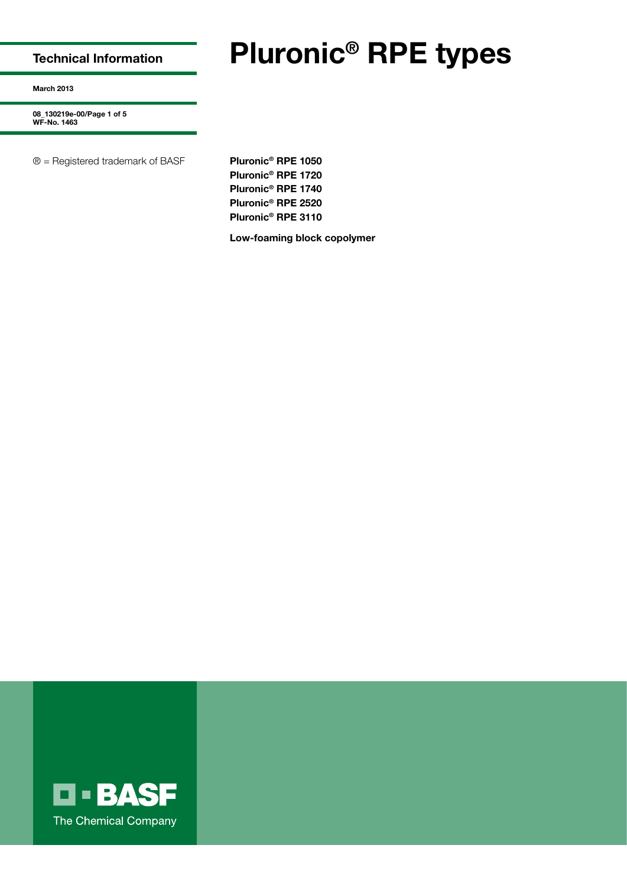**Technical Information**

**March 2013**

**08_130219e-00**
**WF-No. 1463**

® = Registered trademark of BASF

# Pluronic® RPE types

**Pluronic® RPE 1050**
**Pluronic® RPE 1720**
**Pluronic® RPE 1740**
**Pluronic® RPE 2520**
**Pluronic® RPE 3110**

**Low-foaming block copolymer**

BASF

The Chemical Company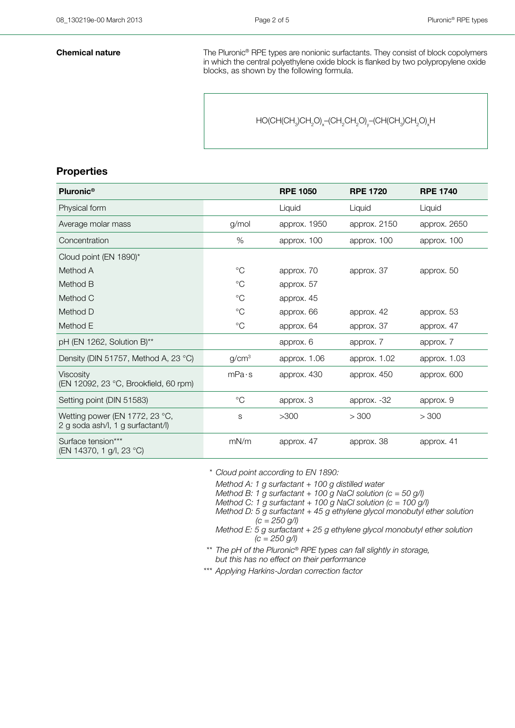**Chemical nature**

The Pluronic® RPE types are nonionic surfactants. They consist of block copolymers in which the central polyethylene oxide block is flanked by two polypropylene oxide blocks, as shown by the following formula.

$$HO(CH(CH_3)CH_2O)_x–(CH_2CH_2O)_y–(CH(CH_3)CH_2O)_xH$$

## Properties

| Pluronic® | | RPE 1050 | RPE 1720 | RPE 1740 |
|---|---|---|---|---|
| Physical form | | Liquid | Liquid | Liquid |
| Average molar mass | g/mol | approx. 1950 | approx. 2150 | approx. 2650 |
| Concentration | % | approx. 100 | approx. 100 | approx. 100 |
| Cloud point (EN 1890)* | | | | |
| Method A | °C | approx. 70 | approx. 37 | approx. 50 |
| Method B | °C | approx. 57 | | |
| Method C | °C | approx. 45 | | |
| Method D | °C | approx. 66 | approx. 42 | approx. 53 |
| Method E | °C | approx. 64 | approx. 37 | approx. 47 |
| pH (EN 1262, Solution B)** | | approx. 6 | approx. 7 | approx. 7 |
| Density (DIN 51757, Method A, 23 °C) | $g/cm^3$ | approx. 1.06 | approx. 1.02 | approx. 1.03 |
| Viscosity (EN 12092, 23 °C, Brookfield, 60 rpm) | mPa·s | approx. 430 | approx. 450 | approx. 600 |
| Setting point (DIN 51583) | °C | approx. 3 | approx. -32 | approx. 9 |
| Wetting power (EN 1772, 23 °C, 2 g soda ash/l, 1 g surfactant/l) | s | >300 | > 300 | > 300 |
| Surface tension*** (EN 14370, 1 g/l, 23 °C) | mN/m | approx. 47 | approx. 38 | approx. 41 |

\* *Cloud point according to EN 1890:*
*Method A: 1 g surfactant + 100 g distilled water*
*Method B: 1 g surfactant + 100 g NaCl solution (c = 50 g/l)*
*Method C: 1 g surfactant + 100 g NaCl solution (c = 100 g/l)*
*Method D: 5 g surfactant + 45 g ethylene glycol monobutyl ether solution (c = 250 g/l)*
*Method E: 5 g surfactant + 25 g ethylene glycol monobutyl ether solution (c = 250 g/l)*

\*\* *The pH of the Pluronic® RPE types can fall slightly in storage, but this has no effect on their performance*

\*\*\* *Applying Harkins-Jordan correction factor*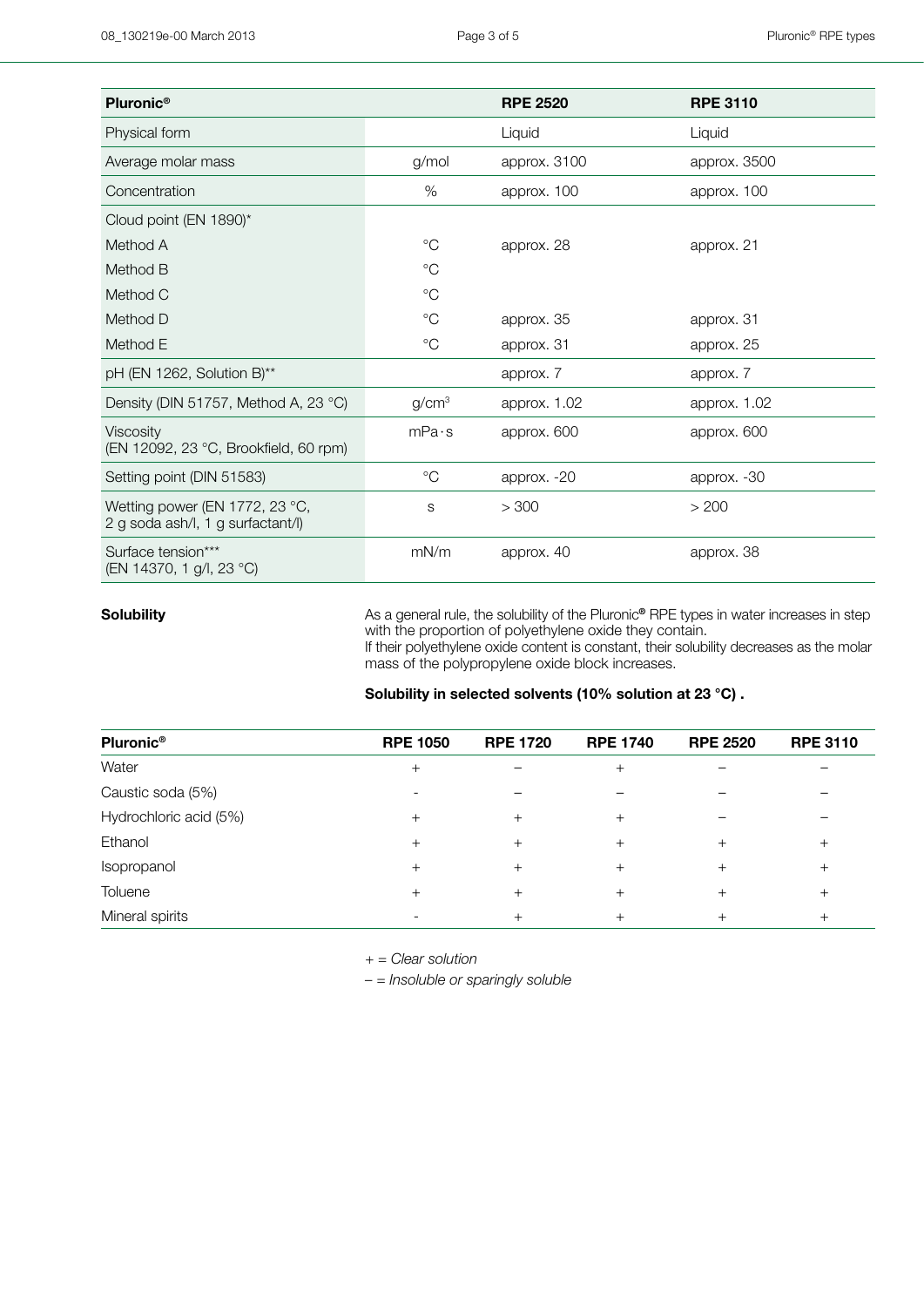| Pluronic® | | RPE 2520 | RPE 3110 |
|---|---|---|---|
| Physical form | | Liquid | Liquid |
| Average molar mass | g/mol | approx. 3100 | approx. 3500 |
| Concentration | % | approx. 100 | approx. 100 |
| Cloud point (EN 1890)* | | | |
| Method A | °C | approx. 28 | approx. 21 |
| Method B | °C | | |
| Method C | °C | | |
| Method D | °C | approx. 35 | approx. 31 |
| Method E | °C | approx. 31 | approx. 25 |
| pH (EN 1262, Solution B)** | | approx. 7 | approx. 7 |
| Density (DIN 51757, Method A, 23 °C) | $g/cm^3$ | approx. 1.02 | approx. 1.02 |
| Viscosity (EN 12092, 23 °C, Brookfield, 60 rpm) | mPa·s | approx. 600 | approx. 600 |
| Setting point (DIN 51583) | °C | approx. -20 | approx. -30 |
| Wetting power (EN 1772, 23 °C, 2 g soda ash/l, 1 g surfactant/l) | s | > 300 | > 200 |
| Surface tension*** (EN 14370, 1 g/l, 23 °C) | mN/m | approx. 40 | approx. 38 |

**Solubility**

As a general rule, the solubility of the Pluronic® RPE types in water increases in step with the proportion of polyethylene oxide they contain.
If their polyethylene oxide content is constant, their solubility decreases as the molar mass of the polypropylene oxide block increases.

**Solubility in selected solvents (10% solution at 23 °C) .**

| Pluronic® | RPE 1050 | RPE 1720 | RPE 1740 | RPE 2520 | RPE 3110 |
|---|---|---|---|---|---|
| Water | + | – | + | – | – |
| Caustic soda (5%) | - | – | – | – | – |
| Hydrochloric acid (5%) | + | + | + | – | – |
| Ethanol | + | + | + | + | + |
| Isopropanol | + | + | + | + | + |
| Toluene | + | + | + | + | + |
| Mineral spirits | - | + | + | + | + |

+ = *Clear solution*
– = *Insoluble or sparingly soluble*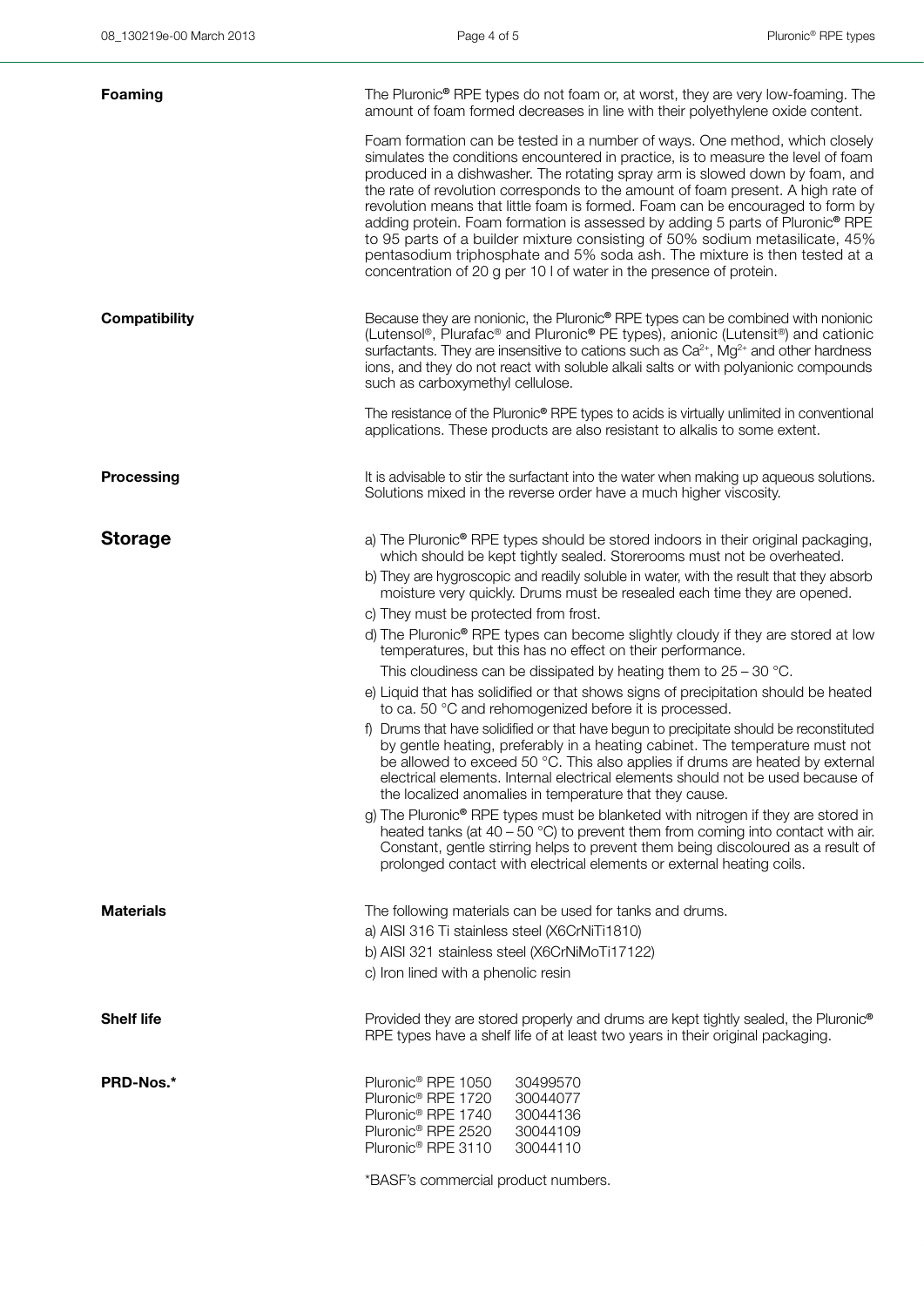## Foaming

The Pluronic® RPE types do not foam or, at worst, they are very low-foaming. The amount of foam formed decreases in line with their polyethylene oxide content.

Foam formation can be tested in a number of ways. One method, which closely simulates the conditions encountered in practice, is to measure the level of foam produced in a dishwasher. The rotating spray arm is slowed down by foam, and the rate of revolution corresponds to the amount of foam present. A high rate of revolution means that little foam is formed. Foam can be encouraged to form by adding protein. Foam formation is assessed by adding 5 parts of Pluronic® RPE to 95 parts of a builder mixture consisting of 50% sodium metasilicate, 45% pentasodium triphosphate and 5% soda ash. The mixture is then tested at a concentration of 20 g per 10 l of water in the presence of protein.

## Compatibility

Because they are nonionic, the Pluronic® RPE types can be combined with nonionic (Lutensol®, Plurafac® and Pluronic® PE types), anionic (Lutensit®) and cationic surfactants. They are insensitive to cations such as $Ca^{2+}$, $Mg^{2+}$ and other hardness ions, and they do not react with soluble alkali salts or with polyanionic compounds such as carboxymethyl cellulose.

The resistance of the Pluronic® RPE types to acids is virtually unlimited in conventional applications. These products are also resistant to alkalis to some extent.

## Processing

It is advisable to stir the surfactant into the water when making up aqueous solutions. Solutions mixed in the reverse order have a much higher viscosity.

# Storage

a) The Pluronic® RPE types should be stored indoors in their original packaging, which should be kept tightly sealed. Storerooms must not be overheated.

b) They are hygroscopic and readily soluble in water, with the result that they absorb moisture very quickly. Drums must be resealed each time they are opened.

c) They must be protected from frost.

d) The Pluronic® RPE types can become slightly cloudy if they are stored at low temperatures, but this has no effect on their performance.
This cloudiness can be dissipated by heating them to 25 – 30 °C.

e) Liquid that has solidified or that shows signs of precipitation should be heated to ca. 50 °C and rehomogenized before it is processed.

f) Drums that have solidified or that have begun to precipitate should be reconstituted by gentle heating, preferably in a heating cabinet. The temperature must not be allowed to exceed 50 °C. This also applies if drums are heated by external electrical elements. Internal electrical elements should not be used because of the localized anomalies in temperature that they cause.

g) The Pluronic® RPE types must be blanketed with nitrogen if they are stored in heated tanks (at 40 – 50 °C) to prevent them from coming into contact with air. Constant, gentle stirring helps to prevent them being discoloured as a result of prolonged contact with electrical elements or external heating coils.

## Materials

The following materials can be used for tanks and drums.

a) AISI 316 Ti stainless steel (X6CrNiTi1810)

b) AISI 321 stainless steel (X6CrNiMoTi17122)

c) Iron lined with a phenolic resin

## Shelf life

Provided they are stored properly and drums are kept tightly sealed, the Pluronic® RPE types have a shelf life of at least two years in their original packaging.

## PRD-Nos.*

| | |
|---|---|
| Pluronic® RPE 1050 | 30499570 |
| Pluronic® RPE 1720 | 30044077 |
| Pluronic® RPE 1740 | 30044136 |
| Pluronic® RPE 2520 | 30044109 |
| Pluronic® RPE 3110 | 30044110 |

*BASF's commercial product numbers.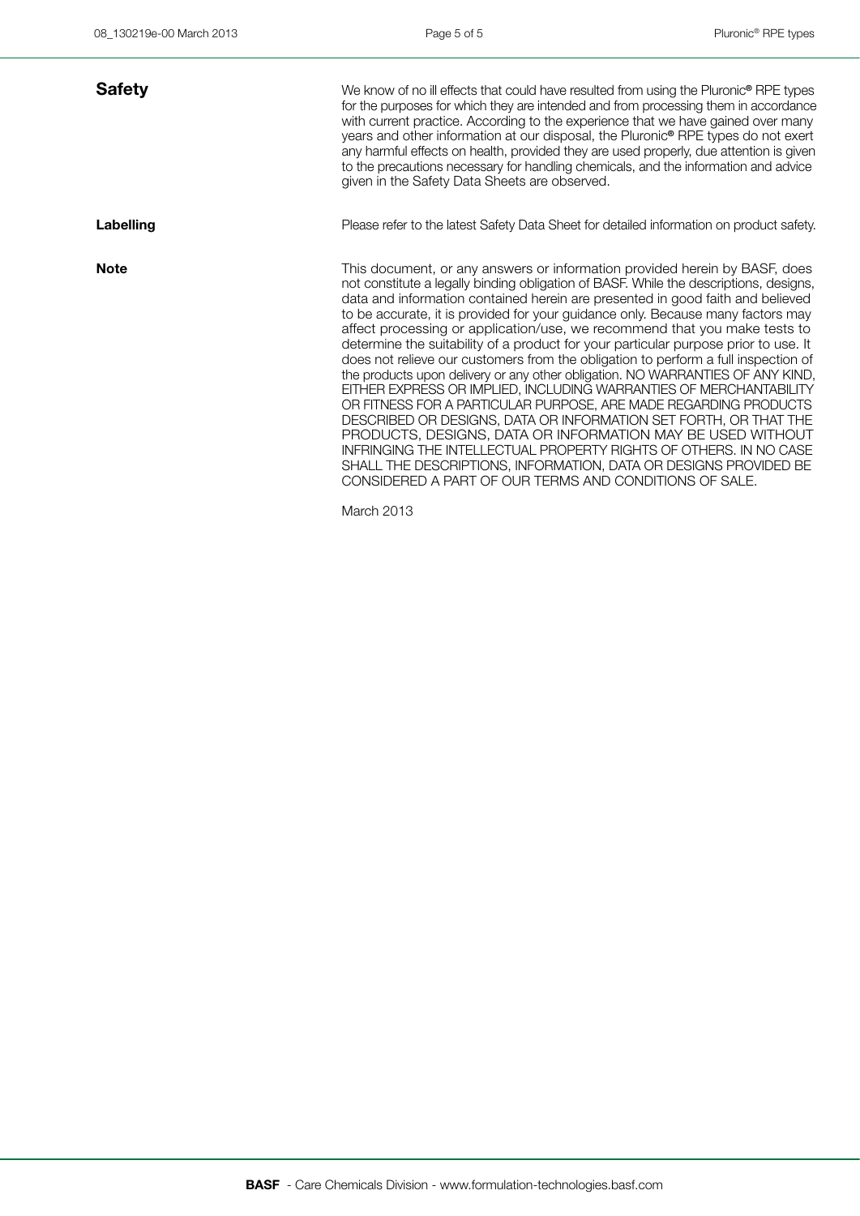## Safety

We know of no ill effects that could have resulted from using the Pluronic® RPE types for the purposes for which they are intended and from processing them in accordance with current practice. According to the experience that we have gained over many years and other information at our disposal, the Pluronic® RPE types do not exert any harmful effects on health, provided they are used properly, due attention is given to the precautions necessary for handling chemicals, and the information and advice given in the Safety Data Sheets are observed.

## Labelling

Please refer to the latest Safety Data Sheet for detailed information on product safety.

## Note

This document, or any answers or information provided herein by BASF, does not constitute a legally binding obligation of BASF. While the descriptions, designs, data and information contained herein are presented in good faith and believed to be accurate, it is provided for your guidance only. Because many factors may affect processing or application/use, we recommend that you make tests to determine the suitability of a product for your particular purpose prior to use. It does not relieve our customers from the obligation to perform a full inspection of the products upon delivery or any other obligation. NO WARRANTIES OF ANY KIND, EITHER EXPRESS OR IMPLIED, INCLUDING WARRANTIES OF MERCHANTABILITY OR FITNESS FOR A PARTICULAR PURPOSE, ARE MADE REGARDING PRODUCTS DESCRIBED OR DESIGNS, DATA OR INFORMATION SET FORTH, OR THAT THE PRODUCTS, DESIGNS, DATA OR INFORMATION MAY BE USED WITHOUT INFRINGING THE INTELLECTUAL PROPERTY RIGHTS OF OTHERS. IN NO CASE SHALL THE DESCRIPTIONS, INFORMATION, DATA OR DESIGNS PROVIDED BE CONSIDERED A PART OF OUR TERMS AND CONDITIONS OF SALE.

March 2013

**BASF** - Care Chemicals Division - www.formulation-technologies.basf.com